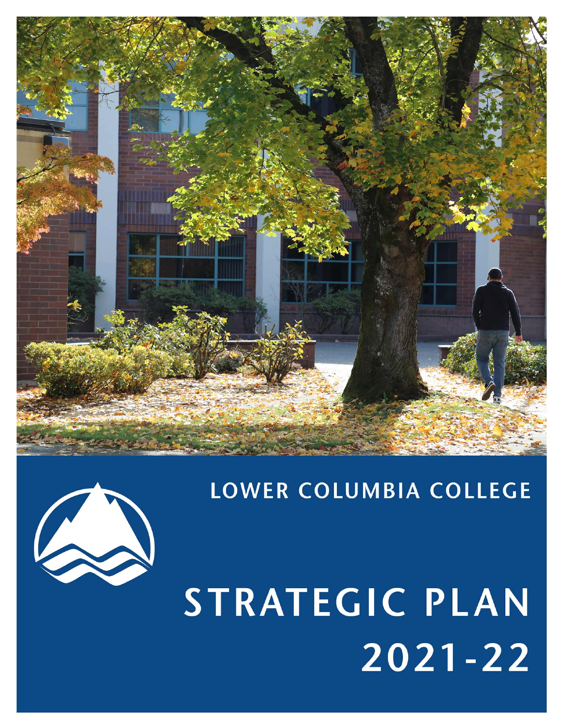LOWER COLUMBIA COLLEGE

# STRATEGIC PLAN 2021-22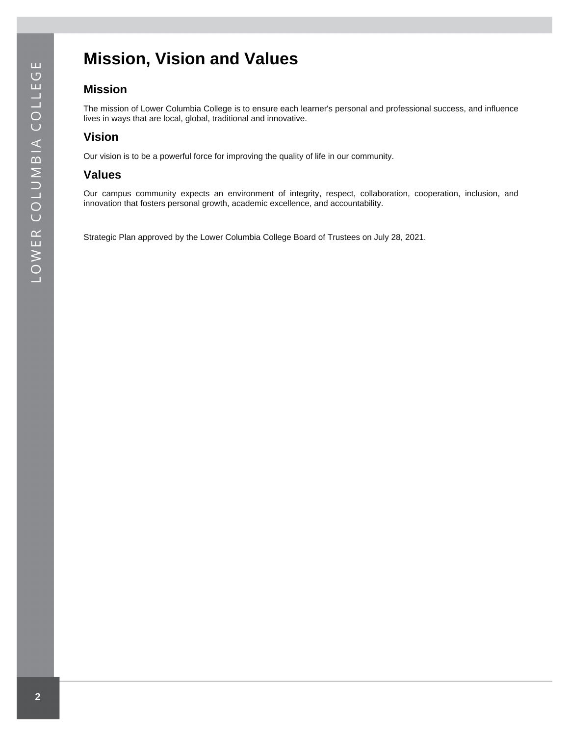# Mission, Vision and Values

## Mission

The mission of Lower Columbia College is to ensure each learner's personal and professional success, and influence lives in ways that are local, global, traditional and innovative.

## Vision

Our vision is to be a powerful force for improving the quality of life in our community.

## Values

Our campus community expects an environment of integrity, respect, collaboration, cooperation, inclusion, and innovation that fosters personal growth, academic excellence, and accountability.

Strategic Plan approved by the Lower Columbia College Board of Trustees on July 28, 2021.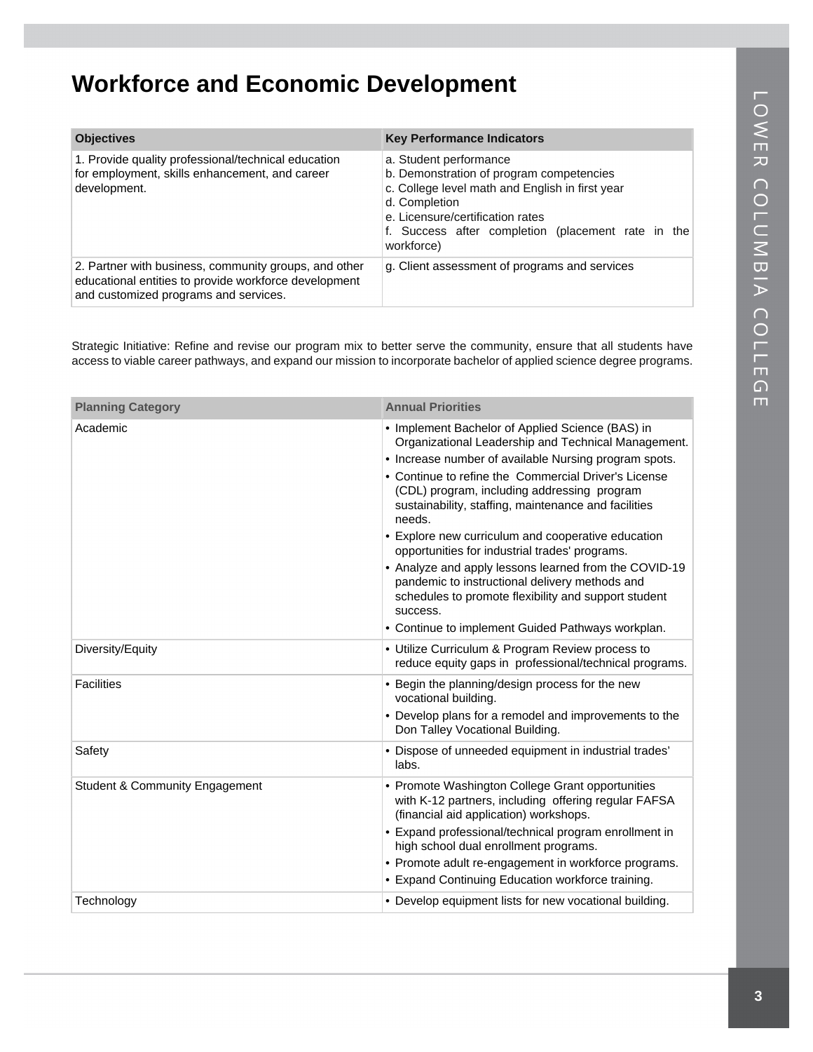# Workforce and Economic Development

| Objectives | Key Performance Indicators |
|---|---|
| 1. Provide quality professional/technical education for employment, skills enhancement, and career development. | a. Student performance<br>b. Demonstration of program competencies<br>c. College level math and English in first year<br>d. Completion<br>e. Licensure/certification rates<br>f. Success after completion (placement rate in the workforce) |
| 2. Partner with business, community groups, and other educational entities to provide workforce development and customized programs and services. | g. Client assessment of programs and services |

Strategic Initiative: Refine and revise our program mix to better serve the community, ensure that all students have access to viable career pathways, and expand our mission to incorporate bachelor of applied science degree programs.

| Planning Category | Annual Priorities |
|---|---|
| Academic | • Implement Bachelor of Applied Science (BAS) in Organizational Leadership and Technical Management.<br>• Increase number of available Nursing program spots.<br>• Continue to refine the Commercial Driver's License (CDL) program, including addressing program sustainability, staffing, maintenance and facilities needs.<br>• Explore new curriculum and cooperative education opportunities for industrial trades' programs.<br>• Analyze and apply lessons learned from the COVID-19 pandemic to instructional delivery methods and schedules to promote flexibility and support student success.<br>• Continue to implement Guided Pathways workplan. |
| Diversity/Equity | • Utilize Curriculum & Program Review process to reduce equity gaps in professional/technical programs. |
| Facilities | • Begin the planning/design process for the new vocational building.<br>• Develop plans for a remodel and improvements to the Don Talley Vocational Building. |
| Safety | • Dispose of unneeded equipment in industrial trades' labs. |
| Student & Community Engagement | • Promote Washington College Grant opportunities with K-12 partners, including offering regular FAFSA (financial aid application) workshops.<br>• Expand professional/technical program enrollment in high school dual enrollment programs.<br>• Promote adult re-engagement in workforce programs.<br>• Expand Continuing Education workforce training. |
| Technology | • Develop equipment lists for new vocational building. |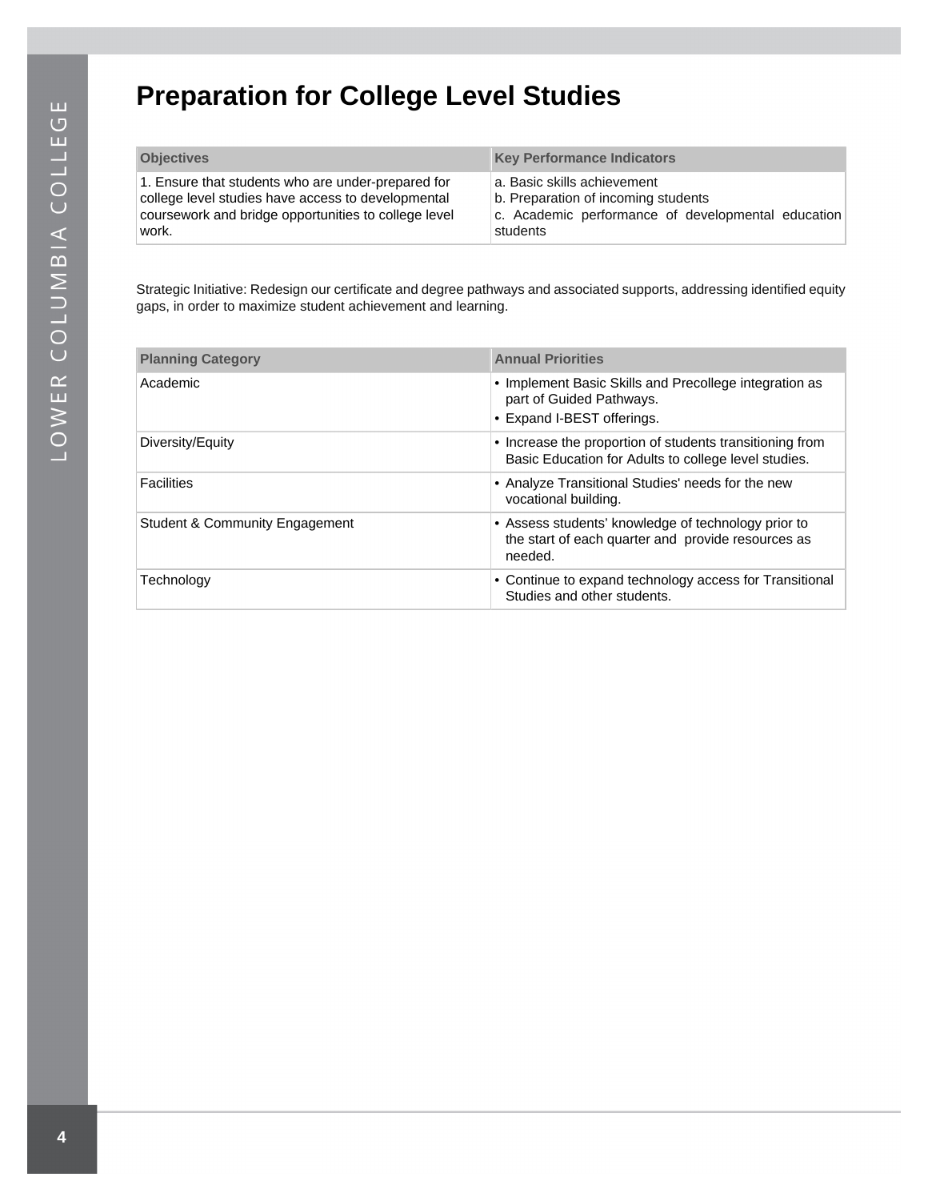# Preparation for College Level Studies

| Objectives | Key Performance Indicators |
| --- | --- |
| 1. Ensure that students who are under-prepared for college level studies have access to developmental coursework and bridge opportunities to college level work. | a. Basic skills achievement<br>b. Preparation of incoming students<br>c. Academic performance of developmental education students |

Strategic Initiative: Redesign our certificate and degree pathways and associated supports, addressing identified equity gaps, in order to maximize student achievement and learning.

| Planning Category | Annual Priorities |
| --- | --- |
| Academic | • Implement Basic Skills and Precollege integration as part of Guided Pathways.<br>• Expand I-BEST offerings. |
| Diversity/Equity | • Increase the proportion of students transitioning from Basic Education for Adults to college level studies. |
| Facilities | • Analyze Transitional Studies' needs for the new vocational building. |
| Student & Community Engagement | • Assess students' knowledge of technology prior to the start of each quarter and provide resources as needed. |
| Technology | • Continue to expand technology access for Transitional Studies and other students. |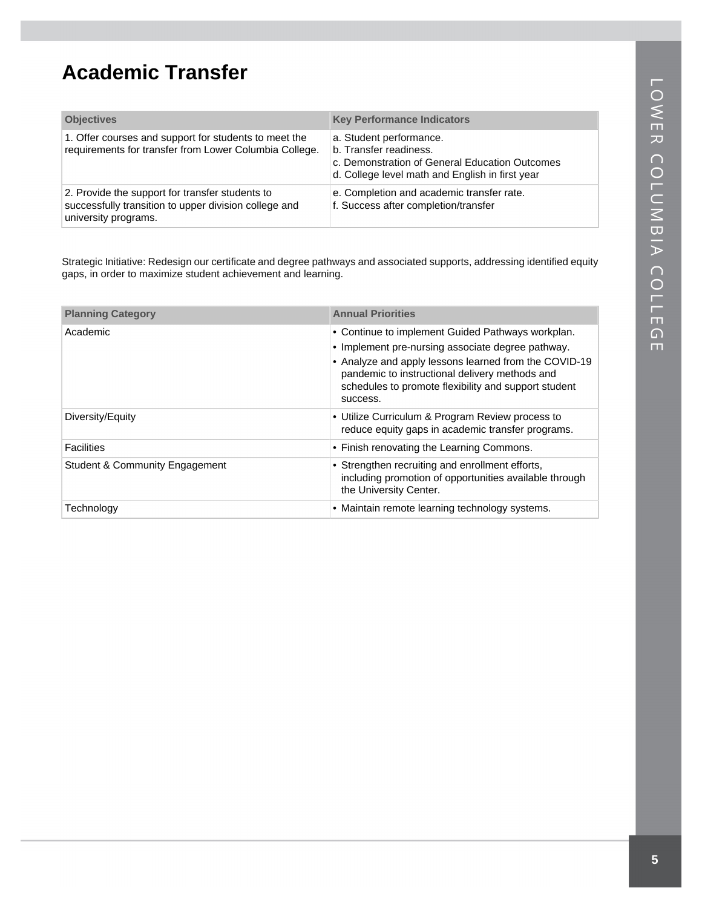# Academic Transfer

| Objectives | Key Performance Indicators |
| --- | --- |
| 1. Offer courses and support for students to meet the requirements for transfer from Lower Columbia College. | a. Student performance.<br>b. Transfer readiness.<br>c. Demonstration of General Education Outcomes<br>d. College level math and English in first year |
| 2. Provide the support for transfer students to successfully transition to upper division college and university programs. | e. Completion and academic transfer rate.<br>f. Success after completion/transfer |

Strategic Initiative: Redesign our certificate and degree pathways and associated supports, addressing identified equity gaps, in order to maximize student achievement and learning.

| Planning Category | Annual Priorities |
| --- | --- |
| Academic | • Continue to implement Guided Pathways workplan.<br>• Implement pre-nursing associate degree pathway.<br>• Analyze and apply lessons learned from the COVID-19 pandemic to instructional delivery methods and schedules to promote flexibility and support student success. |
| Diversity/Equity | • Utilize Curriculum & Program Review process to reduce equity gaps in academic transfer programs. |
| Facilities | • Finish renovating the Learning Commons. |
| Student & Community Engagement | • Strengthen recruiting and enrollment efforts, including promotion of opportunities available through the University Center. |
| Technology | • Maintain remote learning technology systems. |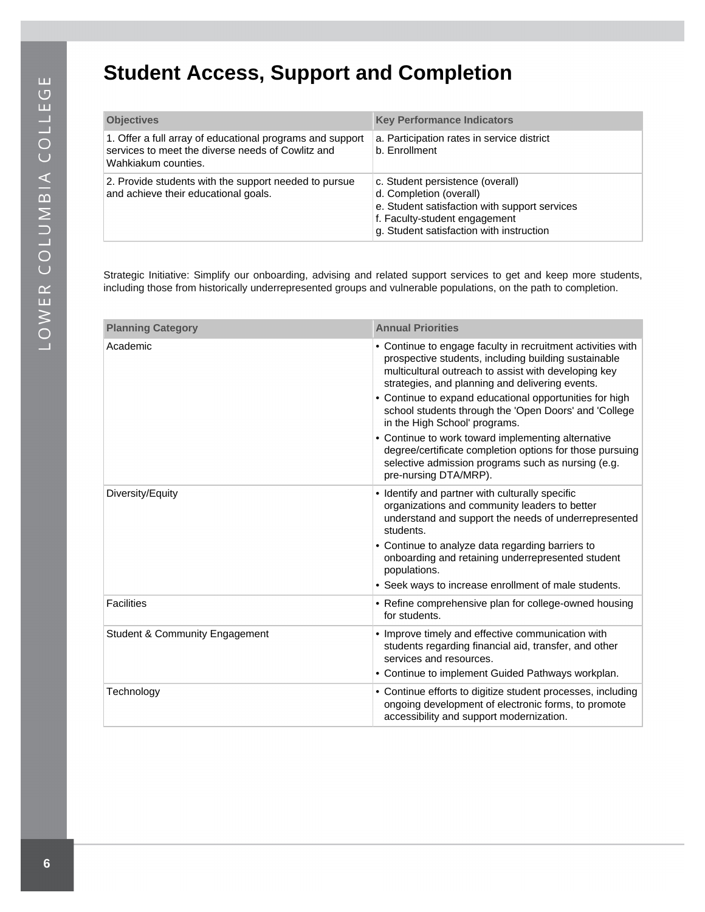# Student Access, Support and Completion

| Objectives | Key Performance Indicators |
| --- | --- |
| 1. Offer a full array of educational programs and support services to meet the diverse needs of Cowlitz and Wahkiakum counties. | a. Participation rates in service district<br>b. Enrollment |
| 2. Provide students with the support needed to pursue and achieve their educational goals. | c. Student persistence (overall)<br>d. Completion (overall)<br>e. Student satisfaction with support services<br>f. Faculty-student engagement<br>g. Student satisfaction with instruction |

Strategic Initiative: Simplify our onboarding, advising and related support services to get and keep more students, including those from historically underrepresented groups and vulnerable populations, on the path to completion.

| Planning Category | Annual Priorities |
| --- | --- |
| Academic | • Continue to engage faculty in recruitment activities with prospective students, including building sustainable multicultural outreach to assist with developing key strategies, and planning and delivering events.<br>• Continue to expand educational opportunities for high school students through the 'Open Doors' and 'College in the High School' programs.<br>• Continue to work toward implementing alternative degree/certificate completion options for those pursuing selective admission programs such as nursing (e.g. pre-nursing DTA/MRP). |
| Diversity/Equity | • Identify and partner with culturally specific organizations and community leaders to better understand and support the needs of underrepresented students.<br>• Continue to analyze data regarding barriers to onboarding and retaining underrepresented student populations.<br>• Seek ways to increase enrollment of male students. |
| Facilities | • Refine comprehensive plan for college-owned housing for students. |
| Student & Community Engagement | • Improve timely and effective communication with students regarding financial aid, transfer, and other services and resources.<br>• Continue to implement Guided Pathways workplan. |
| Technology | • Continue efforts to digitize student processes, including ongoing development of electronic forms, to promote accessibility and support modernization. |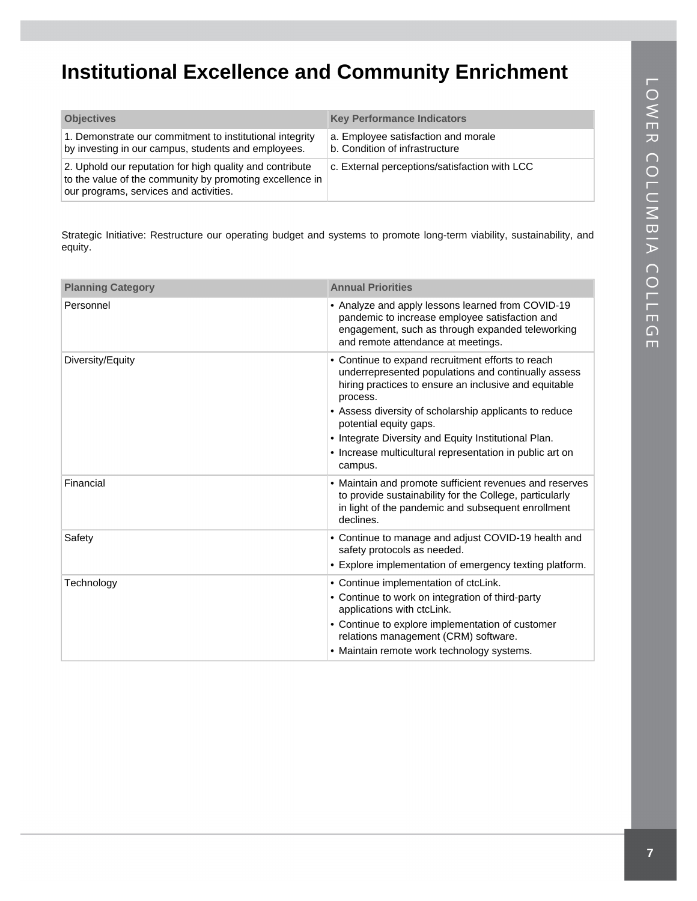# Institutional Excellence and Community Enrichment

| Objectives | Key Performance Indicators |
| --- | --- |
| 1. Demonstrate our commitment to institutional integrity by investing in our campus, students and employees. | a. Employee satisfaction and morale<br>b. Condition of infrastructure |
| 2. Uphold our reputation for high quality and contribute to the value of the community by promoting excellence in our programs, services and activities. | c. External perceptions/satisfaction with LCC |

Strategic Initiative: Restructure our operating budget and systems to promote long-term viability, sustainability, and equity.

| Planning Category | Annual Priorities |
| --- | --- |
| Personnel | • Analyze and apply lessons learned from COVID-19 pandemic to increase employee satisfaction and engagement, such as through expanded teleworking and remote attendance at meetings. |
| Diversity/Equity | • Continue to expand recruitment efforts to reach underrepresented populations and continually assess hiring practices to ensure an inclusive and equitable process.<br>• Assess diversity of scholarship applicants to reduce potential equity gaps.<br>• Integrate Diversity and Equity Institutional Plan.<br>• Increase multicultural representation in public art on campus. |
| Financial | • Maintain and promote sufficient revenues and reserves to provide sustainability for the College, particularly in light of the pandemic and subsequent enrollment declines. |
| Safety | • Continue to manage and adjust COVID-19 health and safety protocols as needed.<br>• Explore implementation of emergency texting platform. |
| Technology | • Continue implementation of ctcLink.<br>• Continue to work on integration of third-party applications with ctcLink.<br>• Continue to explore implementation of customer relations management (CRM) software.<br>• Maintain remote work technology systems. |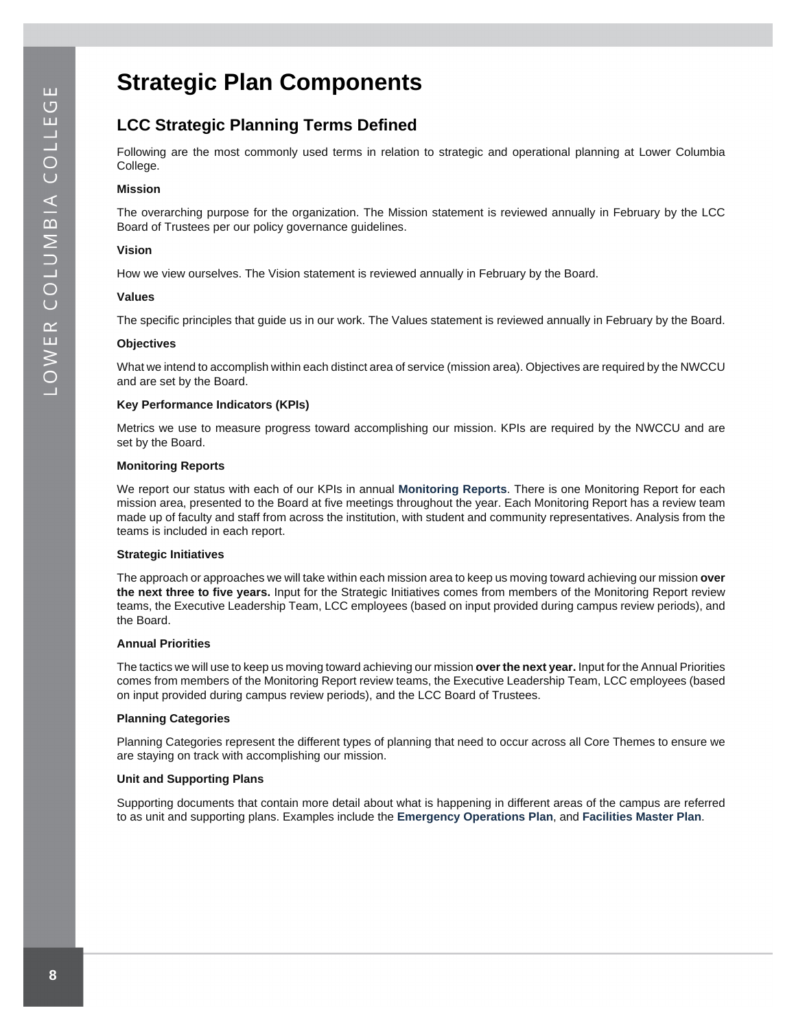# Strategic Plan Components

## LCC Strategic Planning Terms Defined

Following are the most commonly used terms in relation to strategic and operational planning at Lower Columbia College.

**Mission**

The overarching purpose for the organization. The Mission statement is reviewed annually in February by the LCC Board of Trustees per our policy governance guidelines.

**Vision**

How we view ourselves. The Vision statement is reviewed annually in February by the Board.

**Values**

The specific principles that guide us in our work. The Values statement is reviewed annually in February by the Board.

**Objectives**

What we intend to accomplish within each distinct area of service (mission area). Objectives are required by the NWCCU and are set by the Board.

**Key Performance Indicators (KPIs)**

Metrics we use to measure progress toward accomplishing our mission. KPIs are required by the NWCCU and are set by the Board.

**Monitoring Reports**

We report our status with each of our KPIs in annual **Monitoring Reports**. There is one Monitoring Report for each mission area, presented to the Board at five meetings throughout the year. Each Monitoring Report has a review team made up of faculty and staff from across the institution, with student and community representatives. Analysis from the teams is included in each report.

**Strategic Initiatives**

The approach or approaches we will take within each mission area to keep us moving toward achieving our mission **over the next three to five years.** Input for the Strategic Initiatives comes from members of the Monitoring Report review teams, the Executive Leadership Team, LCC employees (based on input provided during campus review periods), and the Board.

**Annual Priorities**

The tactics we will use to keep us moving toward achieving our mission **over the next year.** Input for the Annual Priorities comes from members of the Monitoring Report review teams, the Executive Leadership Team, LCC employees (based on input provided during campus review periods), and the LCC Board of Trustees.

**Planning Categories**

Planning Categories represent the different types of planning that need to occur across all Core Themes to ensure we are staying on track with accomplishing our mission.

**Unit and Supporting Plans**

Supporting documents that contain more detail about what is happening in different areas of the campus are referred to as unit and supporting plans. Examples include the **Emergency Operations Plan**, and **Facilities Master Plan**.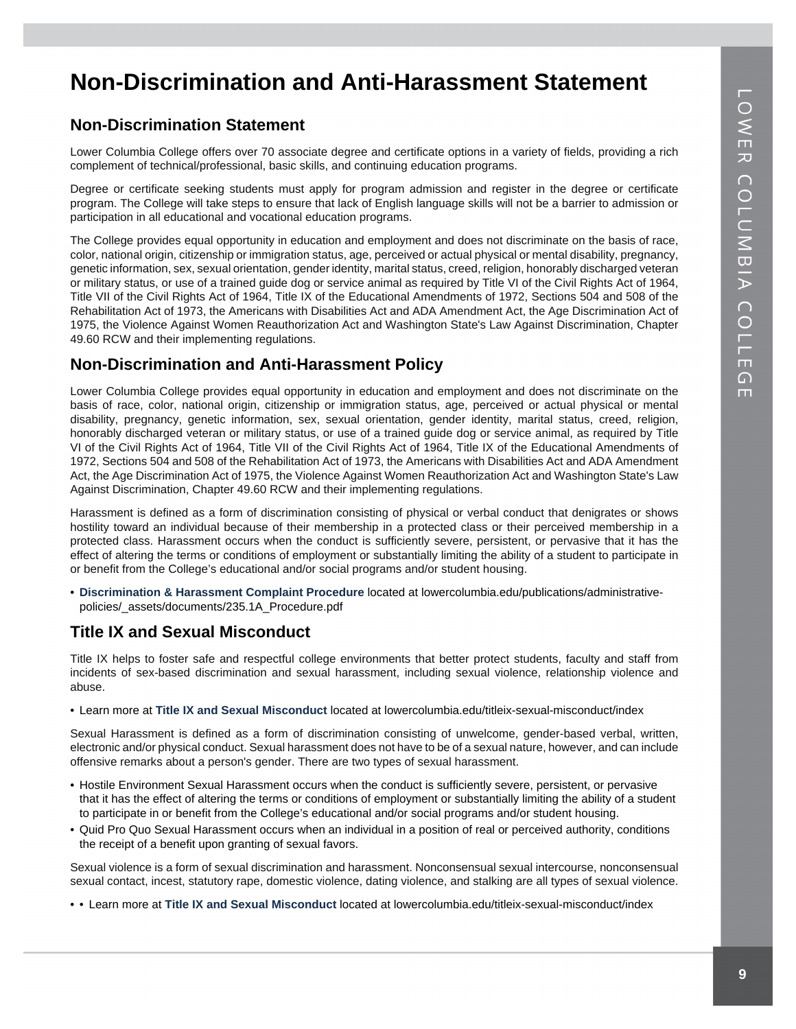# Non-Discrimination and Anti-Harassment Statement

## Non-Discrimination Statement

Lower Columbia College offers over 70 associate degree and certificate options in a variety of fields, providing a rich complement of technical/professional, basic skills, and continuing education programs.

Degree or certificate seeking students must apply for program admission and register in the degree or certificate program. The College will take steps to ensure that lack of English language skills will not be a barrier to admission or participation in all educational and vocational education programs.

The College provides equal opportunity in education and employment and does not discriminate on the basis of race, color, national origin, citizenship or immigration status, age, perceived or actual physical or mental disability, pregnancy, genetic information, sex, sexual orientation, gender identity, marital status, creed, religion, honorably discharged veteran or military status, or use of a trained guide dog or service animal as required by Title VI of the Civil Rights Act of 1964, Title VII of the Civil Rights Act of 1964, Title IX of the Educational Amendments of 1972, Sections 504 and 508 of the Rehabilitation Act of 1973, the Americans with Disabilities Act and ADA Amendment Act, the Age Discrimination Act of 1975, the Violence Against Women Reauthorization Act and Washington State's Law Against Discrimination, Chapter 49.60 RCW and their implementing regulations.

## Non-Discrimination and Anti-Harassment Policy

Lower Columbia College provides equal opportunity in education and employment and does not discriminate on the basis of race, color, national origin, citizenship or immigration status, age, perceived or actual physical or mental disability, pregnancy, genetic information, sex, sexual orientation, gender identity, marital status, creed, religion, honorably discharged veteran or military status, or use of a trained guide dog or service animal, as required by Title VI of the Civil Rights Act of 1964, Title VII of the Civil Rights Act of 1964, Title IX of the Educational Amendments of 1972, Sections 504 and 508 of the Rehabilitation Act of 1973, the Americans with Disabilities Act and ADA Amendment Act, the Age Discrimination Act of 1975, the Violence Against Women Reauthorization Act and Washington State's Law Against Discrimination, Chapter 49.60 RCW and their implementing regulations.

Harassment is defined as a form of discrimination consisting of physical or verbal conduct that denigrates or shows hostility toward an individual because of their membership in a protected class or their perceived membership in a protected class. Harassment occurs when the conduct is sufficiently severe, persistent, or pervasive that it has the effect of altering the terms or conditions of employment or substantially limiting the ability of a student to participate in or benefit from the College's educational and/or social programs and/or student housing.

- **Discrimination & Harassment Complaint Procedure** located at lowercolumbia.edu/publications/administrative-policies/_assets/documents/235.1A_Procedure.pdf

## Title IX and Sexual Misconduct

Title IX helps to foster safe and respectful college environments that better protect students, faculty and staff from incidents of sex-based discrimination and sexual harassment, including sexual violence, relationship violence and abuse.

- Learn more at **Title IX and Sexual Misconduct** located at lowercolumbia.edu/titleix-sexual-misconduct/index

Sexual Harassment is defined as a form of discrimination consisting of unwelcome, gender-based verbal, written, electronic and/or physical conduct. Sexual harassment does not have to be of a sexual nature, however, and can include offensive remarks about a person's gender. There are two types of sexual harassment.

- Hostile Environment Sexual Harassment occurs when the conduct is sufficiently severe, persistent, or pervasive that it has the effect of altering the terms or conditions of employment or substantially limiting the ability of a student to participate in or benefit from the College's educational and/or social programs and/or student housing.
- Quid Pro Quo Sexual Harassment occurs when an individual in a position of real or perceived authority, conditions the receipt of a benefit upon granting of sexual favors.

Sexual violence is a form of sexual discrimination and harassment. Nonconsensual sexual intercourse, nonconsensual sexual contact, incest, statutory rape, domestic violence, dating violence, and stalking are all types of sexual violence.

- • Learn more at **Title IX and Sexual Misconduct** located at lowercolumbia.edu/titleix-sexual-misconduct/index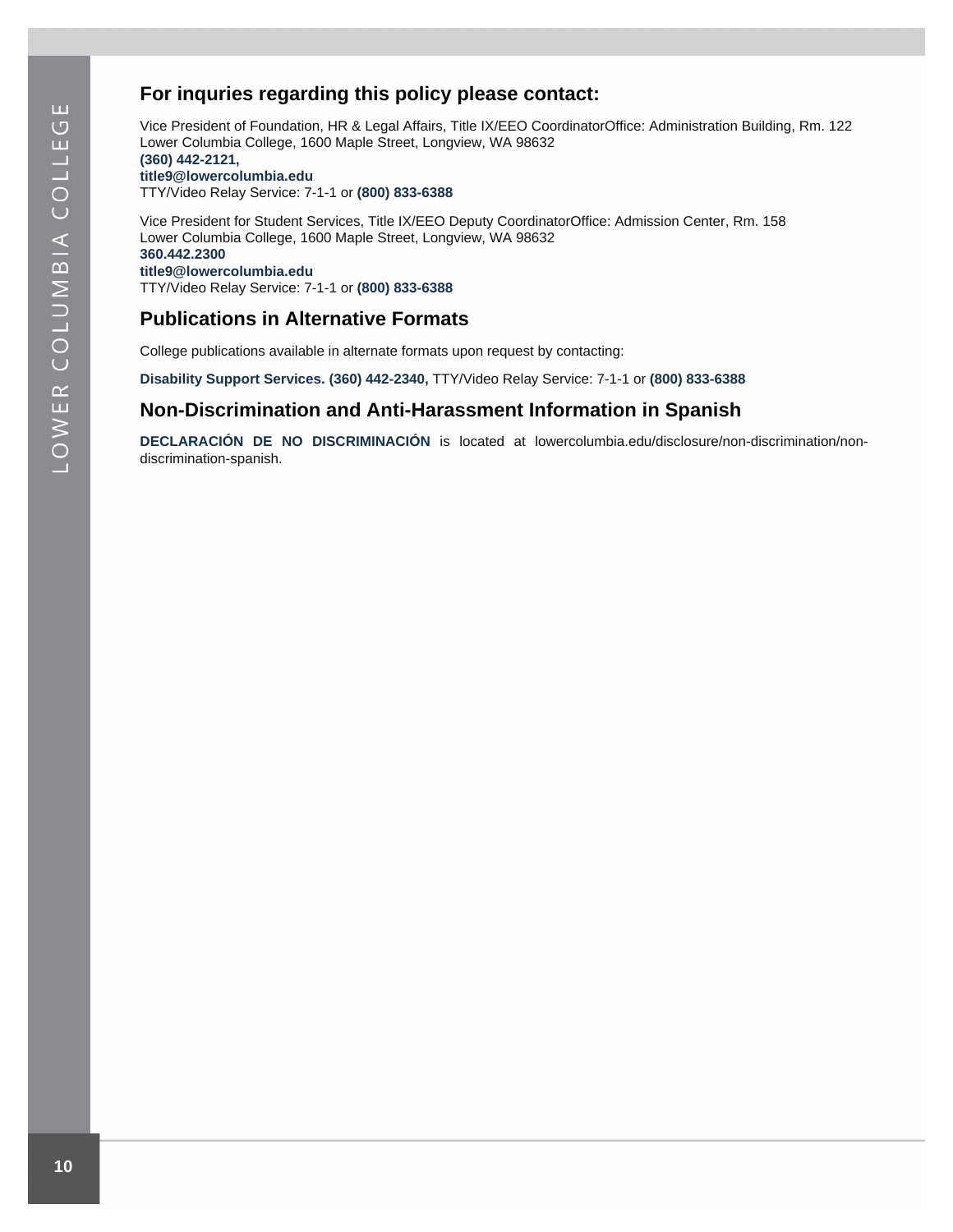## For inquries regarding this policy please contact:

Vice President of Foundation, HR & Legal Affairs, Title IX/EEO CoordinatorOffice: Administration Building, Rm. 122
Lower Columbia College, 1600 Maple Street, Longview, WA 98632
**(360) 442-2121,**
**title9@lowercolumbia.edu**
TTY/Video Relay Service: 7-1-1 or **(800) 833-6388**

Vice President for Student Services, Title IX/EEO Deputy CoordinatorOffice: Admission Center, Rm. 158
Lower Columbia College, 1600 Maple Street, Longview, WA 98632
**360.442.2300**
**title9@lowercolumbia.edu**
TTY/Video Relay Service: 7-1-1 or **(800) 833-6388**

## Publications in Alternative Formats

College publications available in alternate formats upon request by contacting:

**Disability Support Services. (360) 442-2340,** TTY/Video Relay Service: 7-1-1 or **(800) 833-6388**

## Non-Discrimination and Anti-Harassment Information in Spanish

**DECLARACIÓN DE NO DISCRIMINACIÓN** is located at lowercolumbia.edu/disclosure/non-discrimination/non-discrimination-spanish.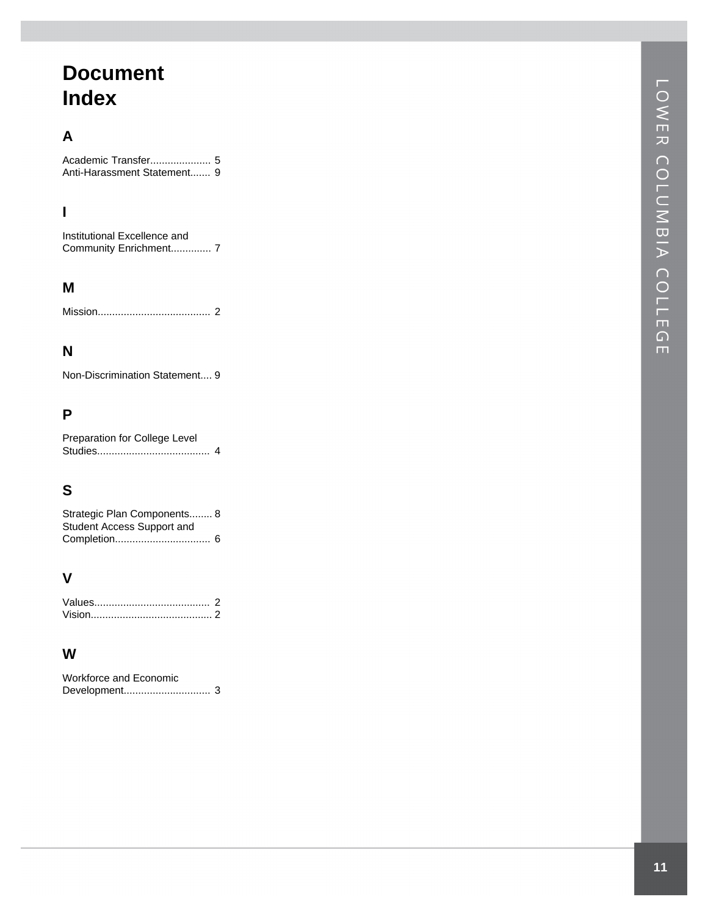# Document Index

## A

Academic Transfer..................... 5
Anti-Harassment Statement....... 9

## I

Institutional Excellence and Community Enrichment............. 7

## M

Mission....................................... 2

## N

Non-Discrimination Statement.... 9

## P

Preparation for College Level Studies....................................... 4

## S

Strategic Plan Components........ 8
Student Access Support and Completion................................ 6

## V

Values........................................ 2
Vision.......................................... 2

## W

Workforce and Economic Development............................. 3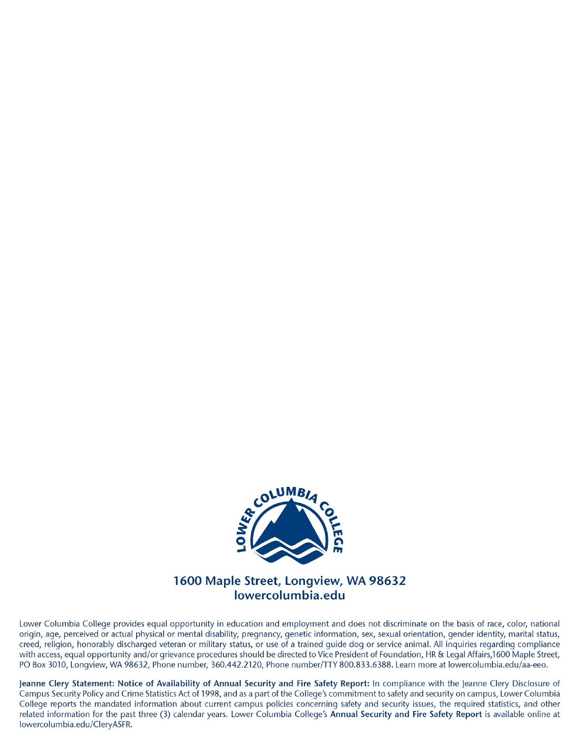**1600 Maple Street, Longview, WA 98632**
**lowercolumbia.edu**

Lower Columbia College provides equal opportunity in education and employment and does not discriminate on the basis of race, color, national origin, age, perceived or actual physical or mental disability, pregnancy, genetic information, sex, sexual orientation, gender identity, marital status, creed, religion, honorably discharged veteran or military status, or use of a trained guide dog or service animal. All inquiries regarding compliance with access, equal opportunity and/or grievance procedures should be directed to Vice President of Foundation, HR & Legal Affairs,1600 Maple Street, PO Box 3010, Longview, WA 98632, Phone number, 360.442.2120, Phone number/TTY 800.833.6388. Learn more at lowercolumbia.edu/aa-eeo.

**Jeanne Clery Statement: Notice of Availability of Annual Security and Fire Safety Report:** In compliance with the Jeanne Clery Disclosure of Campus Security Policy and Crime Statistics Act of 1998, and as a part of the College's commitment to safety and security on campus, Lower Columbia College reports the mandated information about current campus policies concerning safety and security issues, the required statistics, and other related information for the past three (3) calendar years. Lower Columbia College's **Annual Security and Fire Safety Report** is available online at lowercolumbia.edu/CleryASFR.